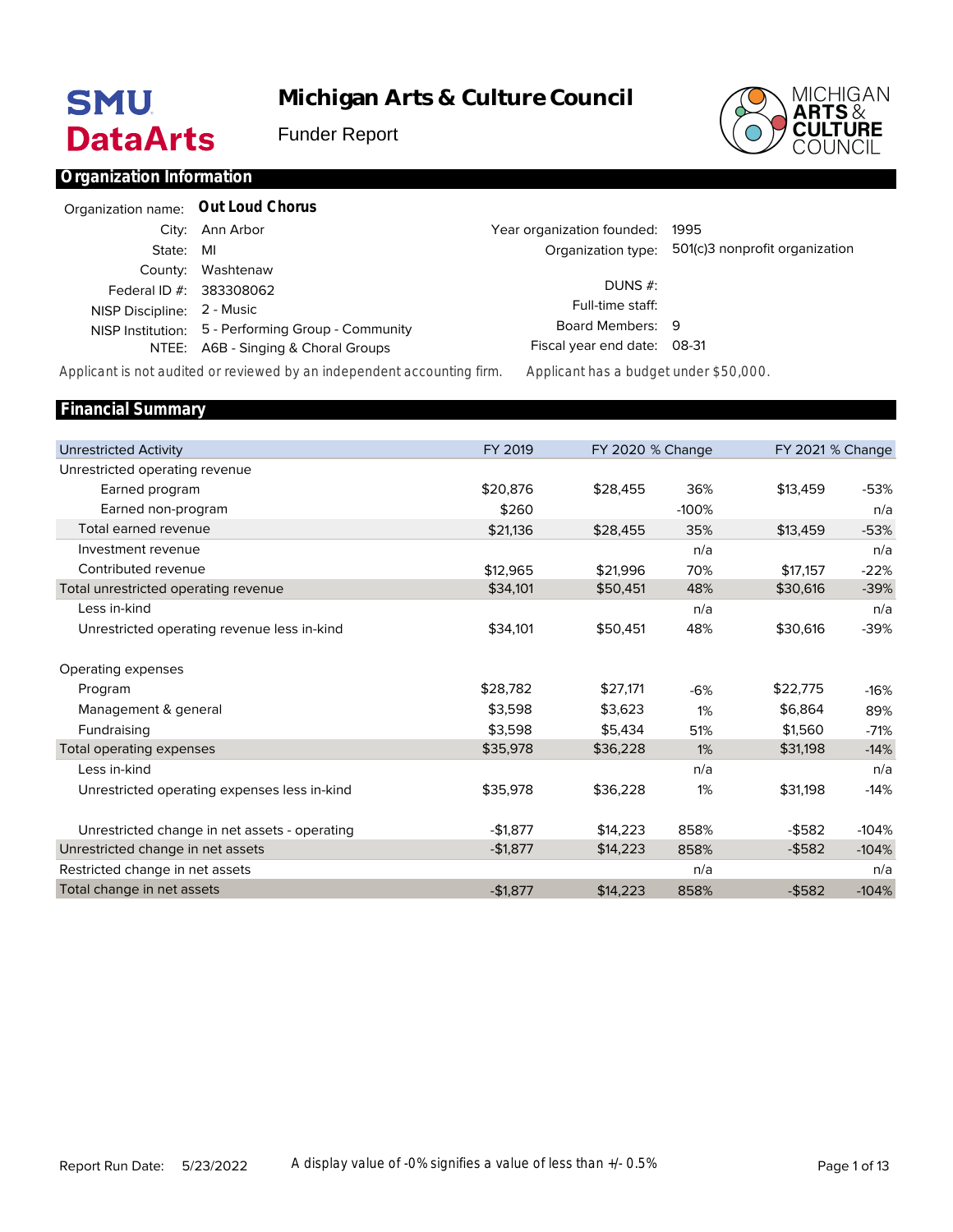# Michigan Arts & Culture Council

Funder Report

## Organization Information

| | | | |
|---|---|---|---|
| Organization name: | **Out Loud Chorus** | | |
| City: | Ann Arbor | Year organization founded: | 1995 |
| State: | MI | Organization type: | 501(c)3 nonprofit organization |
| County: | Washtenaw | | |
| Federal ID #: | 383308062 | DUNS #: | |
| NISP Discipline: | 2 - Music | Full-time staff: | |
| NISP Institution: | 5 - Performing Group - Community | Board Members: | 9 |
| NTEE: | A6B - Singing & Choral Groups | Fiscal year end date: | 08-31 |

Applicant is not audited or reviewed by an independent accounting firm. Applicant has a budget under $50,000.

## Financial Summary

| Unrestricted Activity | FY 2019 | FY 2020 | % Change | FY 2021 | % Change |
|---|---|---|---|---|---|
| Unrestricted operating revenue | | | | | |
| Earned program | $20,876 | $28,455 | 36% | $13,459 | -53% |
| Earned non-program | $260 | | -100% | | n/a |
| Total earned revenue | $21,136 | $28,455 | 35% | $13,459 | -53% |
| Investment revenue | | | n/a | | n/a |
| Contributed revenue | $12,965 | $21,996 | 70% | $17,157 | -22% |
| Total unrestricted operating revenue | $34,101 | $50,451 | 48% | $30,616 | -39% |
| Less in-kind | | | n/a | | n/a |
| Unrestricted operating revenue less in-kind | $34,101 | $50,451 | 48% | $30,616 | -39% |
| Operating expenses | | | | | |
| Program | $28,782 | $27,171 | -6% | $22,775 | -16% |
| Management & general | $3,598 | $3,623 | 1% | $6,864 | 89% |
| Fundraising | $3,598 | $5,434 | 51% | $1,560 | -71% |
| Total operating expenses | $35,978 | $36,228 | 1% | $31,198 | -14% |
| Less in-kind | | | n/a | | n/a |
| Unrestricted operating expenses less in-kind | $35,978 | $36,228 | 1% | $31,198 | -14% |
| Unrestricted change in net assets - operating | -$1,877 | $14,223 | 858% | -$582 | -104% |
| Unrestricted change in net assets | -$1,877 | $14,223 | 858% | -$582 | -104% |
| Restricted change in net assets | | | n/a | | n/a |
| Total change in net assets | -$1,877 | $14,223 | 858% | -$582 | -104% |

Report Run Date: 5/23/2022

A display value of -0% signifies a value of less than +/- 0.5%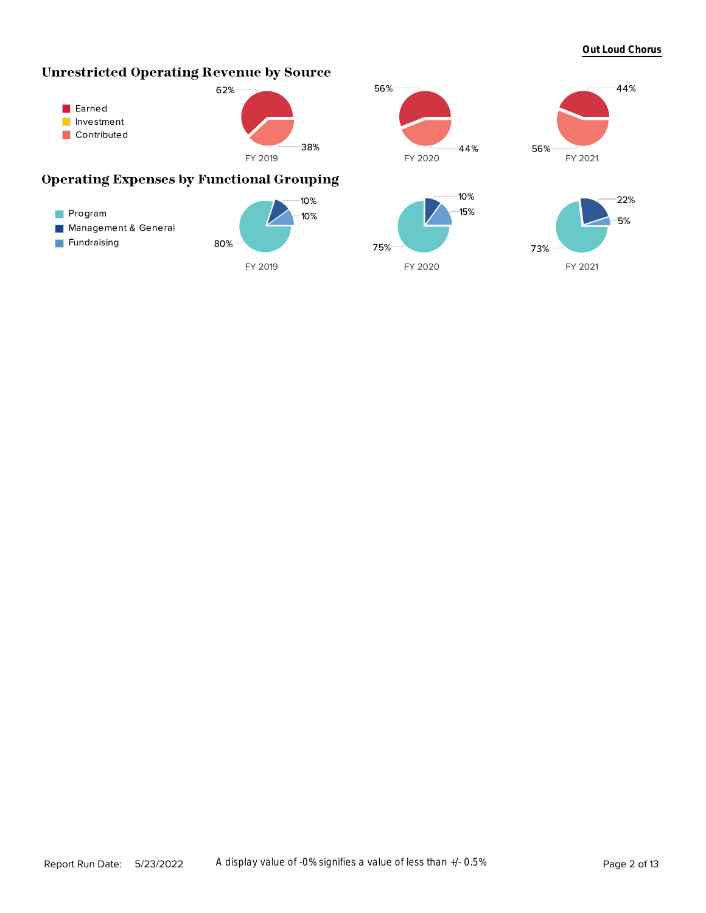## Unrestricted Operating Revenue by Source

- Earned
- Investment
- Contributed

| | FY 2019 | FY 2020 | FY 2021 |
|---|---|---|---|
| Earned | 62% | 56% | 44% |
| Contributed | 38% | 44% | 56% |

## Operating Expenses by Functional Grouping

- Program
- Management & General
- Fundraising

| | FY 2019 | FY 2020 | FY 2021 |
|---|---|---|---|
| Program | 80% | 75% | 73% |
| Management & General | 10% | 10% | 22% |
| Fundraising | 10% | 15% | 5% |

Report Run Date: 5/23/2022

A display value of -0% signifies a value of less than +/- 0.5%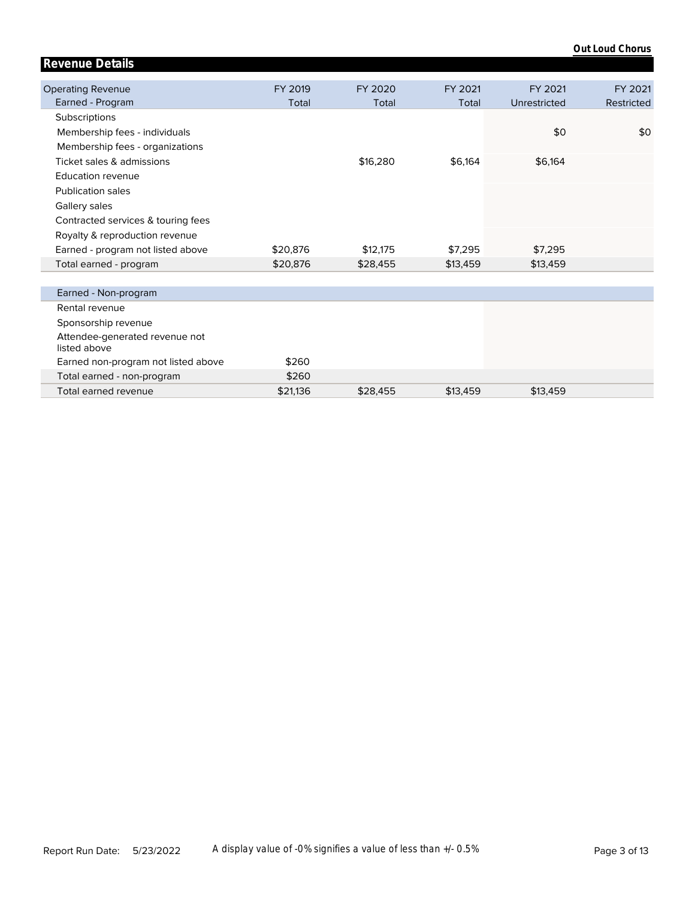## Revenue Details

| Operating Revenue<br>Earned - Program | FY 2019<br>Total | FY 2020<br>Total | FY 2021<br>Total | FY 2021<br>Unrestricted | FY 2021<br>Restricted |
|---|---|---|---|---|---|
| Subscriptions | | | | | |
| Membership fees - individuals | | | | $0 | $0 |
| Membership fees - organizations | | | | | |
| Ticket sales & admissions | | $16,280 | $6,164 | $6,164 | |
| Education revenue | | | | | |
| Publication sales | | | | | |
| Gallery sales | | | | | |
| Contracted services & touring fees | | | | | |
| Royalty & reproduction revenue | | | | | |
| Earned - program not listed above | $20,876 | $12,175 | $7,295 | $7,295 | |
| Total earned - program | $20,876 | $28,455 | $13,459 | $13,459 | |

| Earned - Non-program | | | | | |
|---|---|---|---|---|---|
| Rental revenue | | | | | |
| Sponsorship revenue | | | | | |
| Attendee-generated revenue not listed above | | | | | |
| Earned non-program not listed above | $260 | | | | |
| Total earned - non-program | $260 | | | | |
| Total earned revenue | $21,136 | $28,455 | $13,459 | $13,459 | |

Report Run Date: 5/23/2022 A display value of -0% signifies a value of less than +/- 0.5%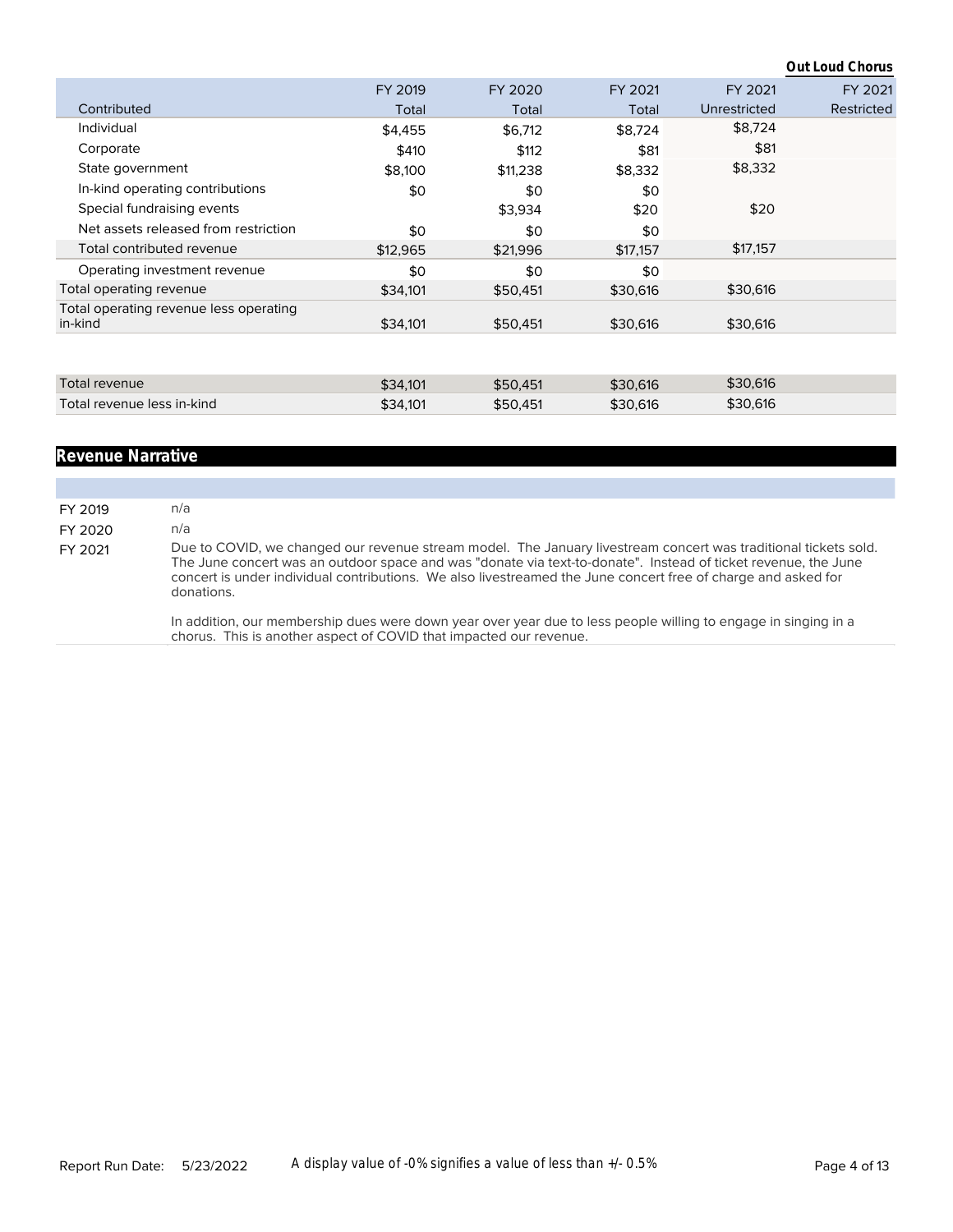| Contributed | FY 2019 Total | FY 2020 Total | FY 2021 Total | FY 2021 Unrestricted | FY 2021 Restricted |
|---|---|---|---|---|---|
| Individual | $4,455 | $6,712 | $8,724 | $8,724 | |
| Corporate | $410 | $112 | $81 | $81 | |
| State government | $8,100 | $11,238 | $8,332 | $8,332 | |
| In-kind operating contributions | $0 | $0 | $0 | | |
| Special fundraising events | | $3,934 | $20 | $20 | |
| Net assets released from restriction | $0 | $0 | $0 | | |
| Total contributed revenue | $12,965 | $21,996 | $17,157 | $17,157 | |
| Operating investment revenue | $0 | $0 | $0 | | |
| Total operating revenue | $34,101 | $50,451 | $30,616 | $30,616 | |
| Total operating revenue less operating in-kind | $34,101 | $50,451 | $30,616 | $30,616 | |
| Total revenue | $34,101 | $50,451 | $30,616 | $30,616 | |
| Total revenue less in-kind | $34,101 | $50,451 | $30,616 | $30,616 | |

## Revenue Narrative

| | |
|---|---|
| FY 2019 | n/a |
| FY 2020 | n/a |
| FY 2021 | Due to COVID, we changed our revenue stream model. The January livestream concert was traditional tickets sold. The June concert was an outdoor space and was "donate via text-to-donate". Instead of ticket revenue, the June concert is under individual contributions. We also livestreamed the June concert free of charge and asked for donations.<br><br>In addition, our membership dues were down year over year due to less people willing to engage in singing in a chorus. This is another aspect of COVID that impacted our revenue. |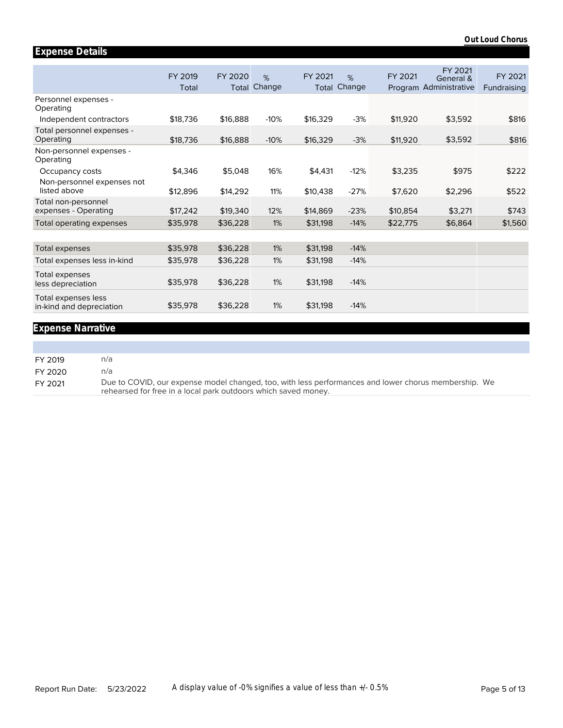## Expense Details

| | FY 2019 Total | FY 2020 Total | % Change | FY 2021 Total | % Change | FY 2021 Program | FY 2021 General & Administrative | FY 2021 Fundraising |
|---|---|---|---|---|---|---|---|---|
| Personnel expenses - Operating | | | | | | | | |
| Independent contractors | $18,736 | $16,888 | -10% | $16,329 | -3% | $11,920 | $3,592 | $816 |
| Total personnel expenses - Operating | $18,736 | $16,888 | -10% | $16,329 | -3% | $11,920 | $3,592 | $816 |
| Non-personnel expenses - Operating | | | | | | | | |
| Occupancy costs | $4,346 | $5,048 | 16% | $4,431 | -12% | $3,235 | $975 | $222 |
| Non-personnel expenses not listed above | $12,896 | $14,292 | 11% | $10,438 | -27% | $7,620 | $2,296 | $522 |
| Total non-personnel expenses - Operating | $17,242 | $19,340 | 12% | $14,869 | -23% | $10,854 | $3,271 | $743 |
| Total operating expenses | $35,978 | $36,228 | 1% | $31,198 | -14% | $22,775 | $6,864 | $1,560 |
| | | | | | | | | |
| Total expenses | $35,978 | $36,228 | 1% | $31,198 | -14% | | | |
| Total expenses less in-kind | $35,978 | $36,228 | 1% | $31,198 | -14% | | | |
| Total expenses less depreciation | $35,978 | $36,228 | 1% | $31,198 | -14% | | | |
| Total expenses less in-kind and depreciation | $35,978 | $36,228 | 1% | $31,198 | -14% | | | |

## Expense Narrative

| | |
|---|---|
| FY 2019 | n/a |
| FY 2020 | n/a |
| FY 2021 | Due to COVID, our expense model changed, too, with less performances and lower chorus membership. We rehearsed for free in a local park outdoors which saved money. |

A display value of -0% signifies a value of less than +/- 0.5%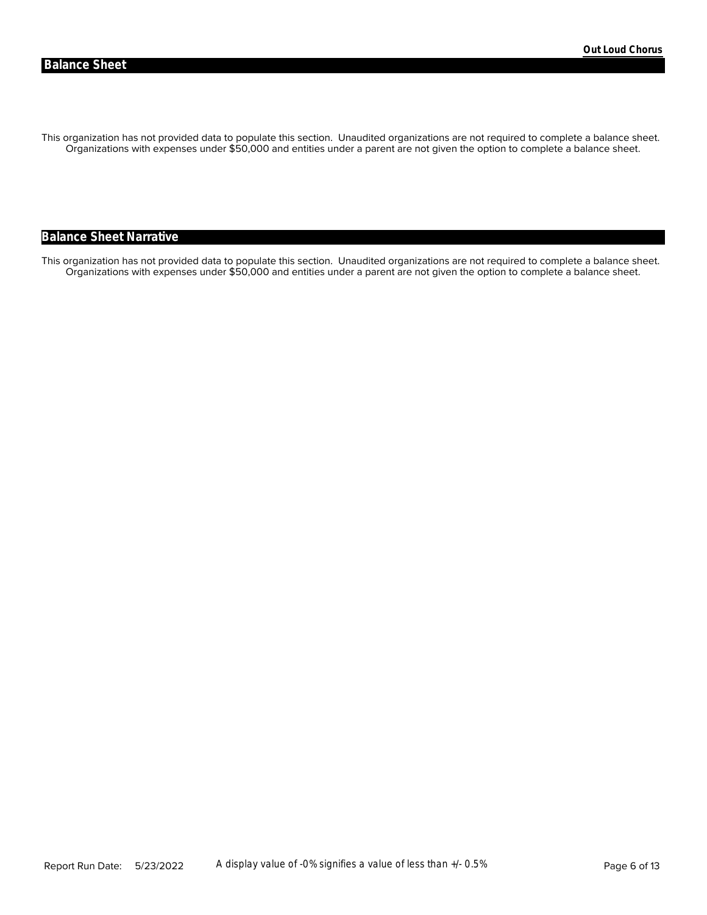## Balance Sheet

This organization has not provided data to populate this section. Unaudited organizations are not required to complete a balance sheet. Organizations with expenses under $50,000 and entities under a parent are not given the option to complete a balance sheet.

## Balance Sheet Narrative

This organization has not provided data to populate this section. Unaudited organizations are not required to complete a balance sheet. Organizations with expenses under $50,000 and entities under a parent are not given the option to complete a balance sheet.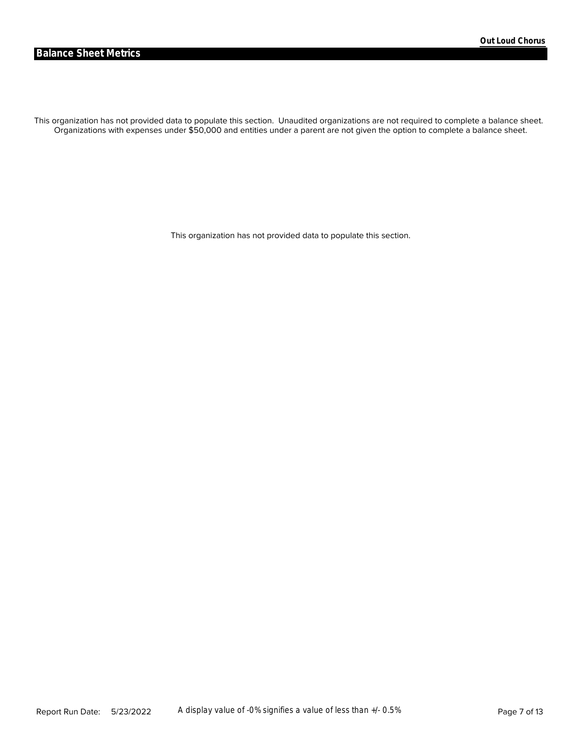## Balance Sheet Metrics

This organization has not provided data to populate this section. Unaudited organizations are not required to complete a balance sheet. Organizations with expenses under $50,000 and entities under a parent are not given the option to complete a balance sheet.

This organization has not provided data to populate this section.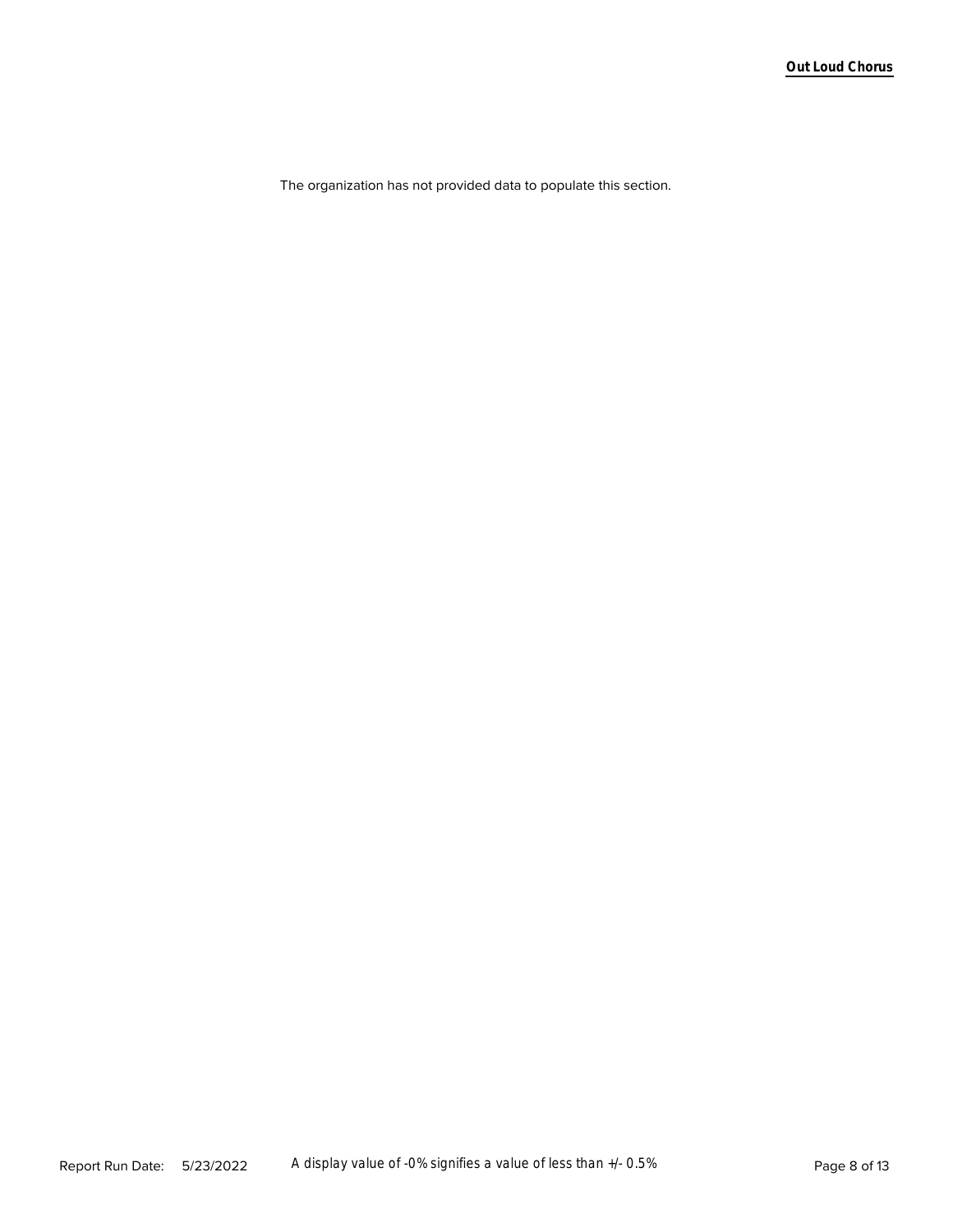The organization has not provided data to populate this section.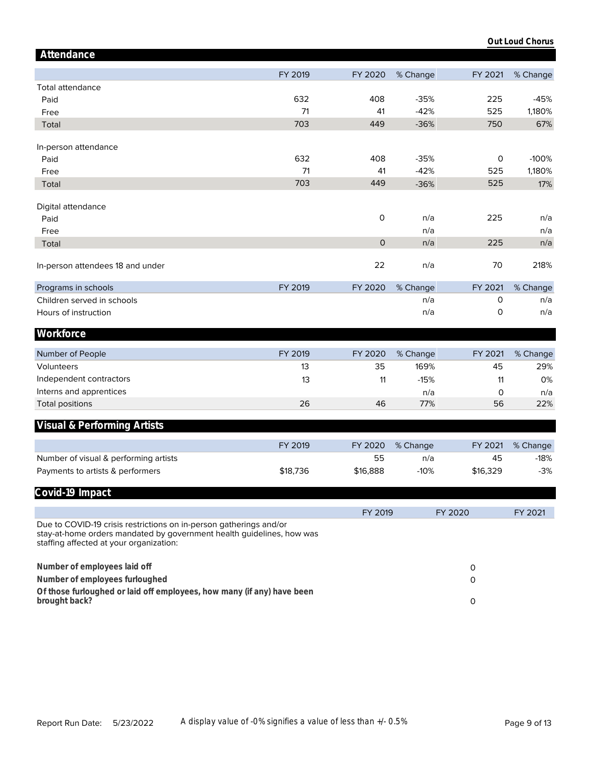**Out Loud Chorus**

## Attendance

| | FY 2019 | FY 2020 | % Change | FY 2021 | % Change |
|---|---|---|---|---|---|
| Total attendance | | | | | |
| Paid | 632 | 408 | -35% | 225 | -45% |
| Free | 71 | 41 | -42% | 525 | 1,180% |
| Total | 703 | 449 | -36% | 750 | 67% |
| | | | | | |
| In-person attendance | | | | | |
| Paid | 632 | 408 | -35% | 0 | -100% |
| Free | 71 | 41 | -42% | 525 | 1,180% |
| Total | 703 | 449 | -36% | 525 | 17% |
| | | | | | |
| Digital attendance | | | | | |
| Paid | | 0 | n/a | 225 | n/a |
| Free | | | n/a | | n/a |
| Total | | 0 | n/a | 225 | n/a |
| | | | | | |
| In-person attendees 18 and under | | 22 | n/a | 70 | 218% |

| Programs in schools | FY 2019 | FY 2020 | % Change | FY 2021 | % Change |
|---|---|---|---|---|---|
| Children served in schools | | | n/a | 0 | n/a |
| Hours of instruction | | | n/a | 0 | n/a |

## Workforce

| Number of People | FY 2019 | FY 2020 | % Change | FY 2021 | % Change |
|---|---|---|---|---|---|
| Volunteers | 13 | 35 | 169% | 45 | 29% |
| Independent contractors | 13 | 11 | -15% | 11 | 0% |
| Interns and apprentices | | | n/a | 0 | n/a |
| Total positions | 26 | 46 | 77% | 56 | 22% |

## Visual & Performing Artists

| | FY 2019 | FY 2020 | % Change | FY 2021 | % Change |
|---|---|---|---|---|---|
| Number of visual & performing artists | | 55 | n/a | 45 | -18% |
| Payments to artists & performers | $18,736 | $16,888 | -10% | $16,329 | -3% |

## Covid-19 Impact

| | FY 2019 | FY 2020 | FY 2021 |
|---|---|---|---|
| Due to COVID-19 crisis restrictions on in-person gatherings and/or stay-at-home orders mandated by government health guidelines, how was staffing affected at your organization: | | | |
| **Number of employees laid off** | | 0 | |
| **Number of employees furloughed** | | 0 | |
| **Of those furloughed or laid off employees, how many (if any) have been brought back?** | | 0 | |

Report Run Date: 5/23/2022

A display value of -0% signifies a value of less than +/- 0.5%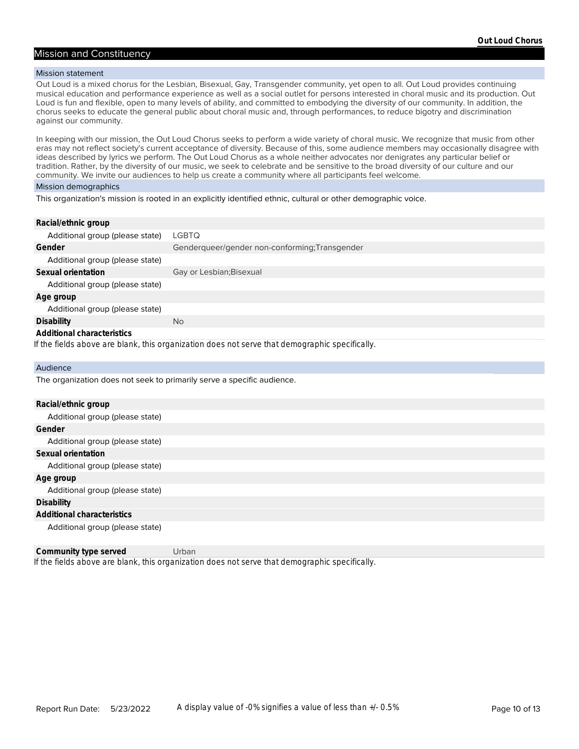## Mission and Constituency

### Mission statement

Out Loud is a mixed chorus for the Lesbian, Bisexual, Gay, Transgender community, yet open to all. Out Loud provides continuing musical education and performance experience as well as a social outlet for persons interested in choral music and its production. Out Loud is fun and flexible, open to many levels of ability, and committed to embodying the diversity of our community. In addition, the chorus seeks to educate the general public about choral music and, through performances, to reduce bigotry and discrimination against our community.

In keeping with our mission, the Out Loud Chorus seeks to perform a wide variety of choral music. We recognize that music from other eras may not reflect society's current acceptance of diversity. Because of this, some audience members may occasionally disagree with ideas described by lyrics we perform. The Out Loud Chorus as a whole neither advocates nor denigrates any particular belief or tradition. Rather, by the diversity of our music, we seek to celebrate and be sensitive to the broad diversity of our culture and our community. We invite our audiences to help us create a community where all participants feel welcome.

### Mission demographics

This organization's mission is rooted in an explicitly identified ethnic, cultural or other demographic voice.

| | |
|---|---|
| **Racial/ethnic group** | |
| Additional group (please state) | LGBTQ |
| **Gender** | Genderqueer/gender non-conforming;Transgender |
| Additional group (please state) | |
| **Sexual orientation** | Gay or Lesbian;Bisexual |
| Additional group (please state) | |
| **Age group** | |
| Additional group (please state) | |
| **Disability** | No |
| **Additional characteristics** | |

*If the fields above are blank, this organization does not serve that demographic specifically.*

### Audience

The organization does not seek to primarily serve a specific audience.

| | |
|---|---|
| **Racial/ethnic group** | |
| Additional group (please state) | |
| **Gender** | |
| Additional group (please state) | |
| **Sexual orientation** | |
| Additional group (please state) | |
| **Age group** | |
| Additional group (please state) | |
| **Disability** | |
| **Additional characteristics** | |
| Additional group (please state) | |

| | |
|---|---|
| **Community type served** | Urban |

*If the fields above are blank, this organization does not serve that demographic specifically.*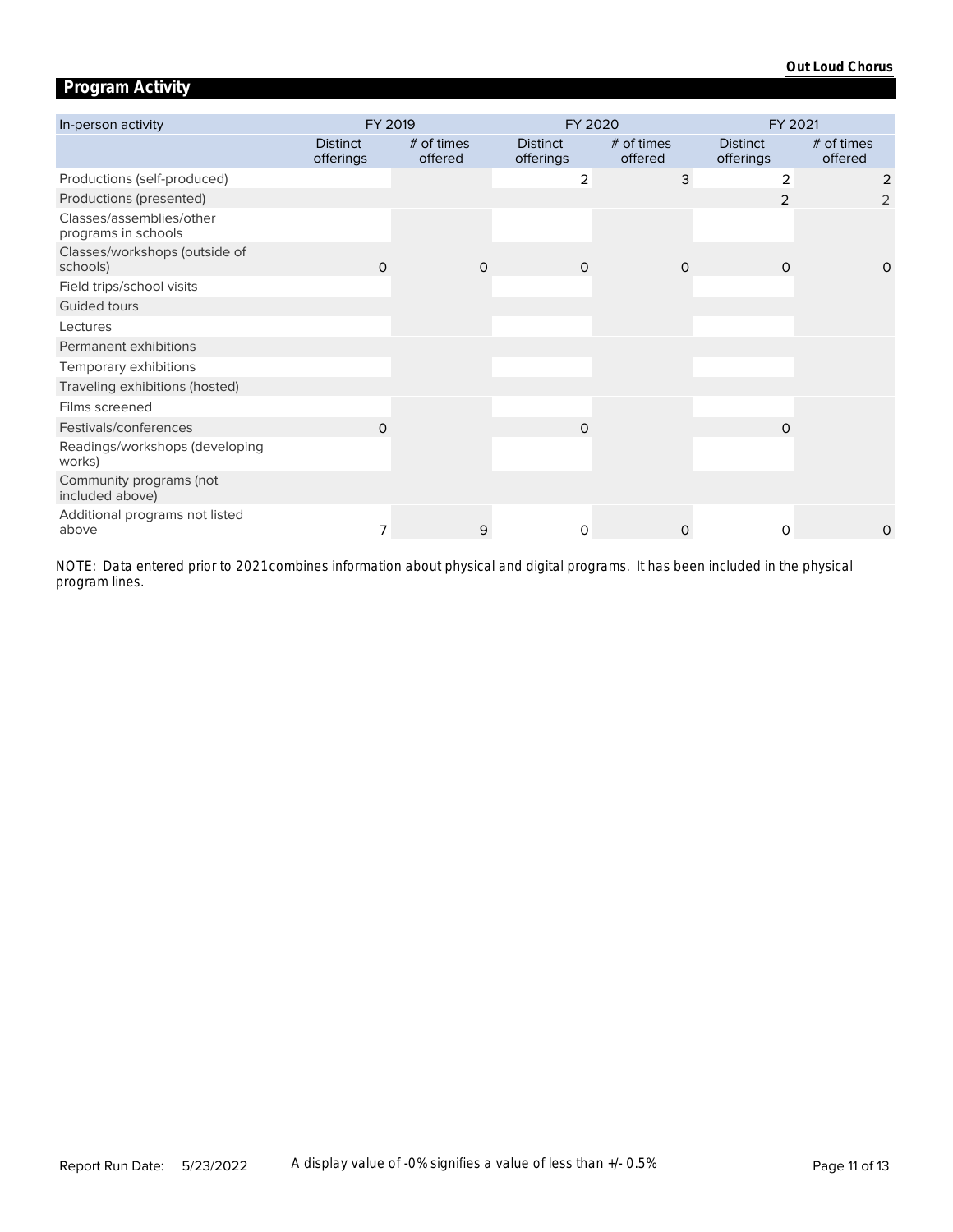## Program Activity

| In-person activity | FY 2019 | | FY 2020 | | FY 2021 | |
|---|---|---|---|---|---|---|
| | Distinct offerings | # of times offered | Distinct offerings | # of times offered | Distinct offerings | # of times offered |
| Productions (self-produced) | | | 2 | 3 | 2 | 2 |
| Productions (presented) | | | | | 2 | 2 |
| Classes/assemblies/other programs in schools | | | | | | |
| Classes/workshops (outside of schools) | 0 | 0 | 0 | 0 | 0 | 0 |
| Field trips/school visits | | | | | | |
| Guided tours | | | | | | |
| Lectures | | | | | | |
| Permanent exhibitions | | | | | | |
| Temporary exhibitions | | | | | | |
| Traveling exhibitions (hosted) | | | | | | |
| Films screened | | | | | | |
| Festivals/conferences | 0 | | 0 | | 0 | |
| Readings/workshops (developing works) | | | | | | |
| Community programs (not included above) | | | | | | |
| Additional programs not listed above | 7 | 9 | 0 | 0 | 0 | 0 |

NOTE: Data entered prior to 2021 combines information about physical and digital programs. It has been included in the physical program lines.

Report Run Date: 5/23/2022

A display value of -0% signifies a value of less than +/- 0.5%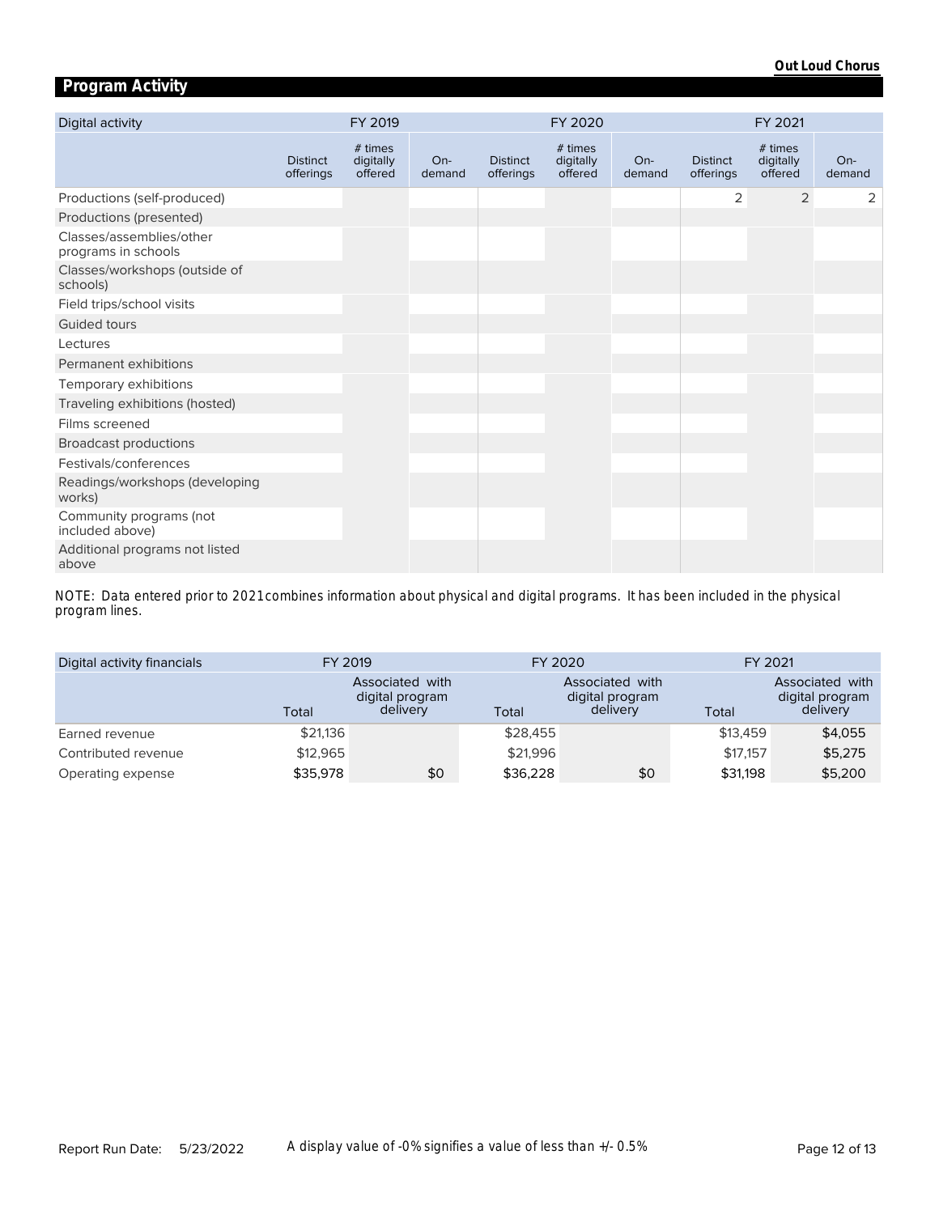## Program Activity

| Digital activity | FY 2019 | | | FY 2020 | | | FY 2021 | | |
|---|---|---|---|---|---|---|---|---|---|
| | Distinct offerings | # times digitally offered | On-demand | Distinct offerings | # times digitally offered | On-demand | Distinct offerings | # times digitally offered | On-demand |
| Productions (self-produced) | | | | | | | 2 | 2 | 2 |
| Productions (presented) | | | | | | | | | |
| Classes/assemblies/other programs in schools | | | | | | | | | |
| Classes/workshops (outside of schools) | | | | | | | | | |
| Field trips/school visits | | | | | | | | | |
| Guided tours | | | | | | | | | |
| Lectures | | | | | | | | | |
| Permanent exhibitions | | | | | | | | | |
| Temporary exhibitions | | | | | | | | | |
| Traveling exhibitions (hosted) | | | | | | | | | |
| Films screened | | | | | | | | | |
| Broadcast productions | | | | | | | | | |
| Festivals/conferences | | | | | | | | | |
| Readings/workshops (developing works) | | | | | | | | | |
| Community programs (not included above) | | | | | | | | | |
| Additional programs not listed above | | | | | | | | | |

*NOTE: Data entered prior to 2021 combines information about physical and digital programs. It has been included in the physical program lines.*

| Digital activity financials | FY 2019 | | FY 2020 | | FY 2021 | |
|---|---|---|---|---|---|---|
| | Total | Associated with digital program delivery | Total | Associated with digital program delivery | Total | Associated with digital program delivery |
| Earned revenue | $21,136 | | $28,455 | | $13,459 | $4,055 |
| Contributed revenue | $12,965 | | $21,996 | | $17,157 | $5,275 |
| Operating expense | $35,978 | $0 | $36,228 | $0 | $31,198 | $5,200 |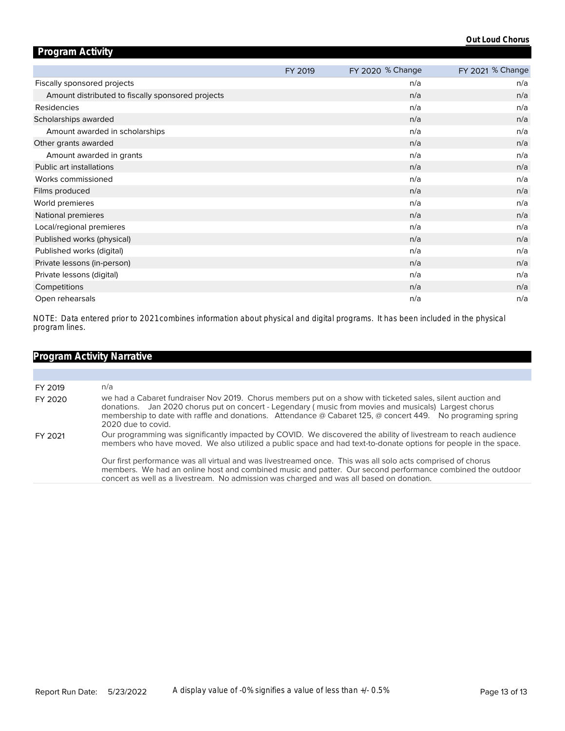## Program Activity

| | FY 2019 | FY 2020 | % Change | FY 2021 | % Change |
|---|---|---|---|---|---|
| Fiscally sponsored projects | | | n/a | | n/a |
| Amount distributed to fiscally sponsored projects | | | n/a | | n/a |
| Residencies | | | n/a | | n/a |
| Scholarships awarded | | | n/a | | n/a |
| Amount awarded in scholarships | | | n/a | | n/a |
| Other grants awarded | | | n/a | | n/a |
| Amount awarded in grants | | | n/a | | n/a |
| Public art installations | | | n/a | | n/a |
| Works commissioned | | | n/a | | n/a |
| Films produced | | | n/a | | n/a |
| World premieres | | | n/a | | n/a |
| National premieres | | | n/a | | n/a |
| Local/regional premieres | | | n/a | | n/a |
| Published works (physical) | | | n/a | | n/a |
| Published works (digital) | | | n/a | | n/a |
| Private lessons (in-person) | | | n/a | | n/a |
| Private lessons (digital) | | | n/a | | n/a |
| Competitions | | | n/a | | n/a |
| Open rehearsals | | | n/a | | n/a |

NOTE: Data entered prior to 2021 combines information about physical and digital programs. It has been included in the physical program lines.

## Program Activity Narrative

| | |
|---|---|
| FY 2019 | n/a |
| FY 2020 | we had a Cabaret fundraiser Nov 2019. Chorus members put on a show with ticketed sales, silent auction and donations. Jan 2020 chorus put on concert - Legendary ( music from movies and musicals) Largest chorus membership to date with raffle and donations. Attendance @ Cabaret 125, @ concert 449. No programing spring 2020 due to covid. |
| FY 2021 | Our programming was significantly impacted by COVID. We discovered the ability of livestream to reach audience members who have moved. We also utilized a public space and had text-to-donate options for people in the space.<br><br>Our first performance was all virtual and was livestreamed once. This was all solo acts comprised of chorus members. We had an online host and combined music and patter. Our second performance combined the outdoor concert as well as a livestream. No admission was charged and was all based on donation. |

A display value of -0% signifies a value of less than +/- 0.5%